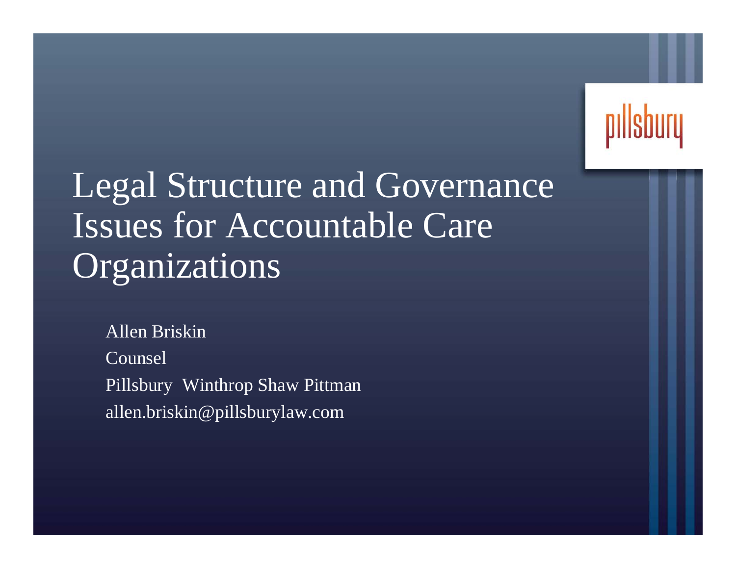pillsbury

# Legal Structure and Governance Issues for Accountable Care Organizations

Allen Briskin

Counsel

Pillsbury Winthrop Shaw Pittman

allen.briskin@pillsburylaw.com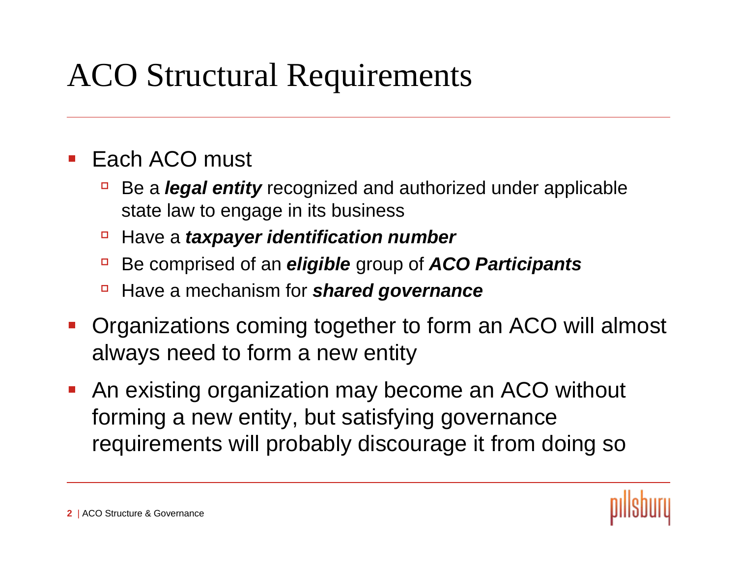# ACO Structural Requirements

- Each ACO must
  - Be a ***legal entity*** recognized and authorized under applicable state law to engage in its business
  - Have a ***taxpayer identification number***
  - Be comprised of an ***eligible*** group of ***ACO Participants***
  - Have a mechanism for ***shared governance***
- Organizations coming together to form an ACO will almost always need to form a new entity
- An existing organization may become an ACO without forming a new entity, but satisfying governance requirements will probably discourage it from doing so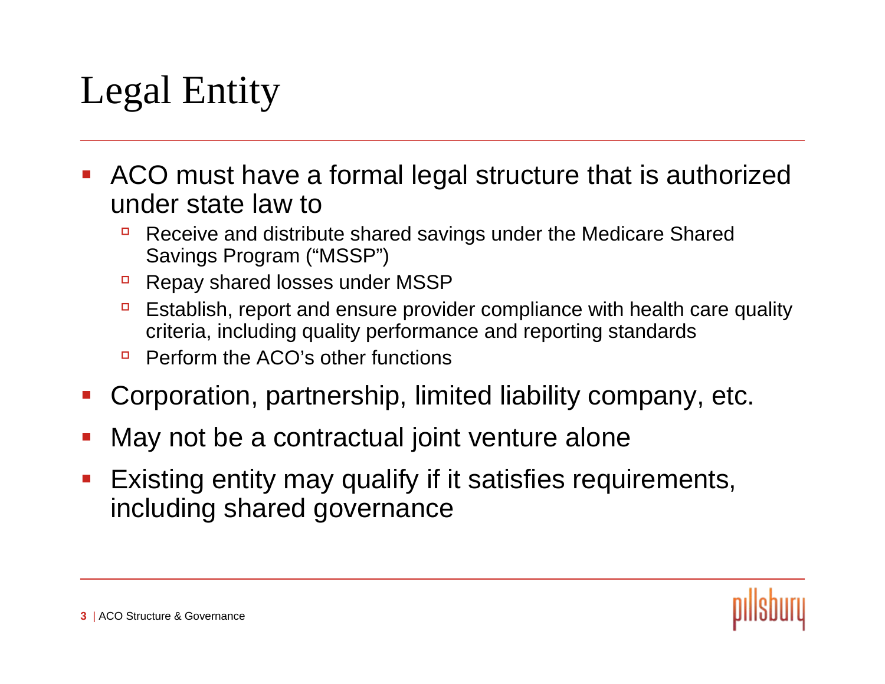# Legal Entity

- ACO must have a formal legal structure that is authorized under state law to
  - Receive and distribute shared savings under the Medicare Shared Savings Program ("MSSP")
  - Repay shared losses under MSSP
  - Establish, report and ensure provider compliance with health care quality criteria, including quality performance and reporting standards
  - Perform the ACO's other functions
- Corporation, partnership, limited liability company, etc.
- May not be a contractual joint venture alone
- Existing entity may qualify if it satisfies requirements, including shared governance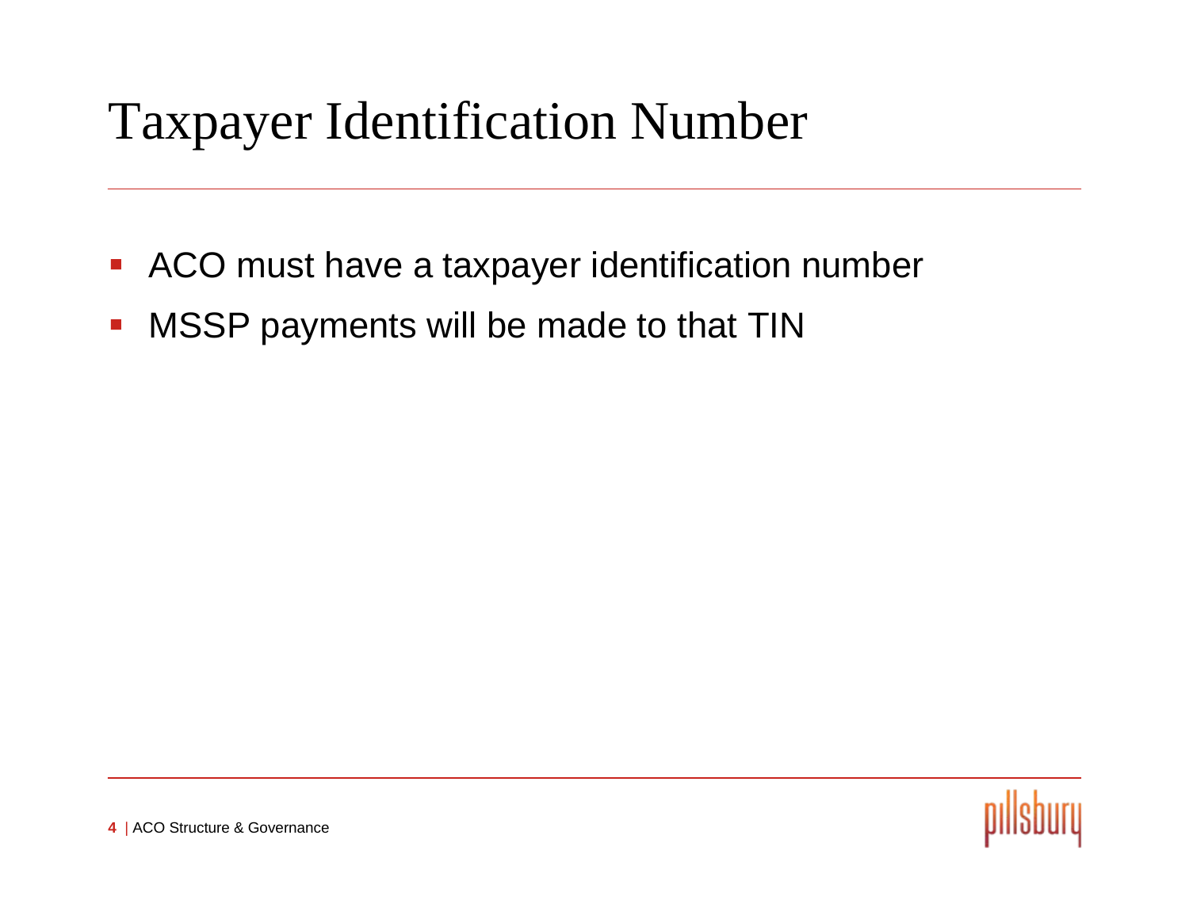# Taxpayer Identification Number

- ACO must have a taxpayer identification number
- MSSP payments will be made to that TIN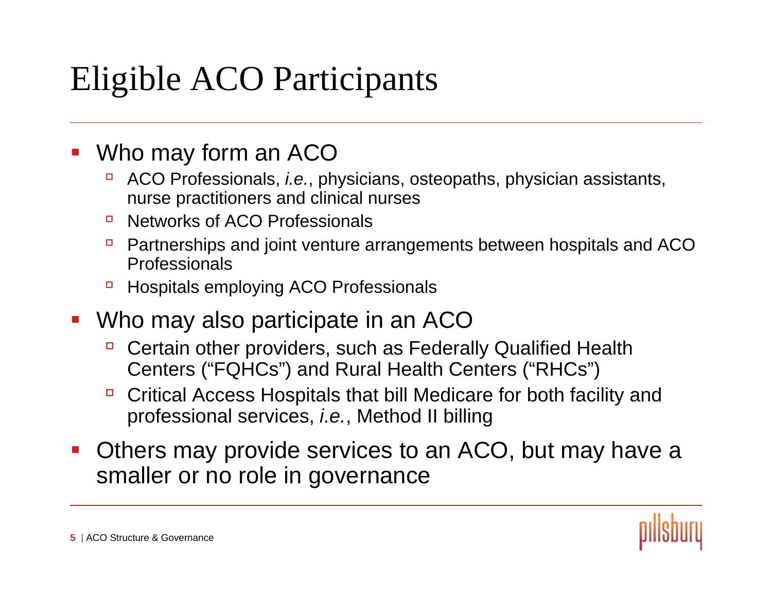# Eligible ACO Participants

- Who may form an ACO
  - ACO Professionals, *i.e.*, physicians, osteopaths, physician assistants, nurse practitioners and clinical nurses
  - Networks of ACO Professionals
  - Partnerships and joint venture arrangements between hospitals and ACO Professionals
  - Hospitals employing ACO Professionals
- Who may also participate in an ACO
  - Certain other providers, such as Federally Qualified Health Centers ("FQHCs") and Rural Health Centers ("RHCs")
  - Critical Access Hospitals that bill Medicare for both facility and professional services, *i.e.*, Method II billing
- Others may provide services to an ACO, but may have a smaller or no role in governance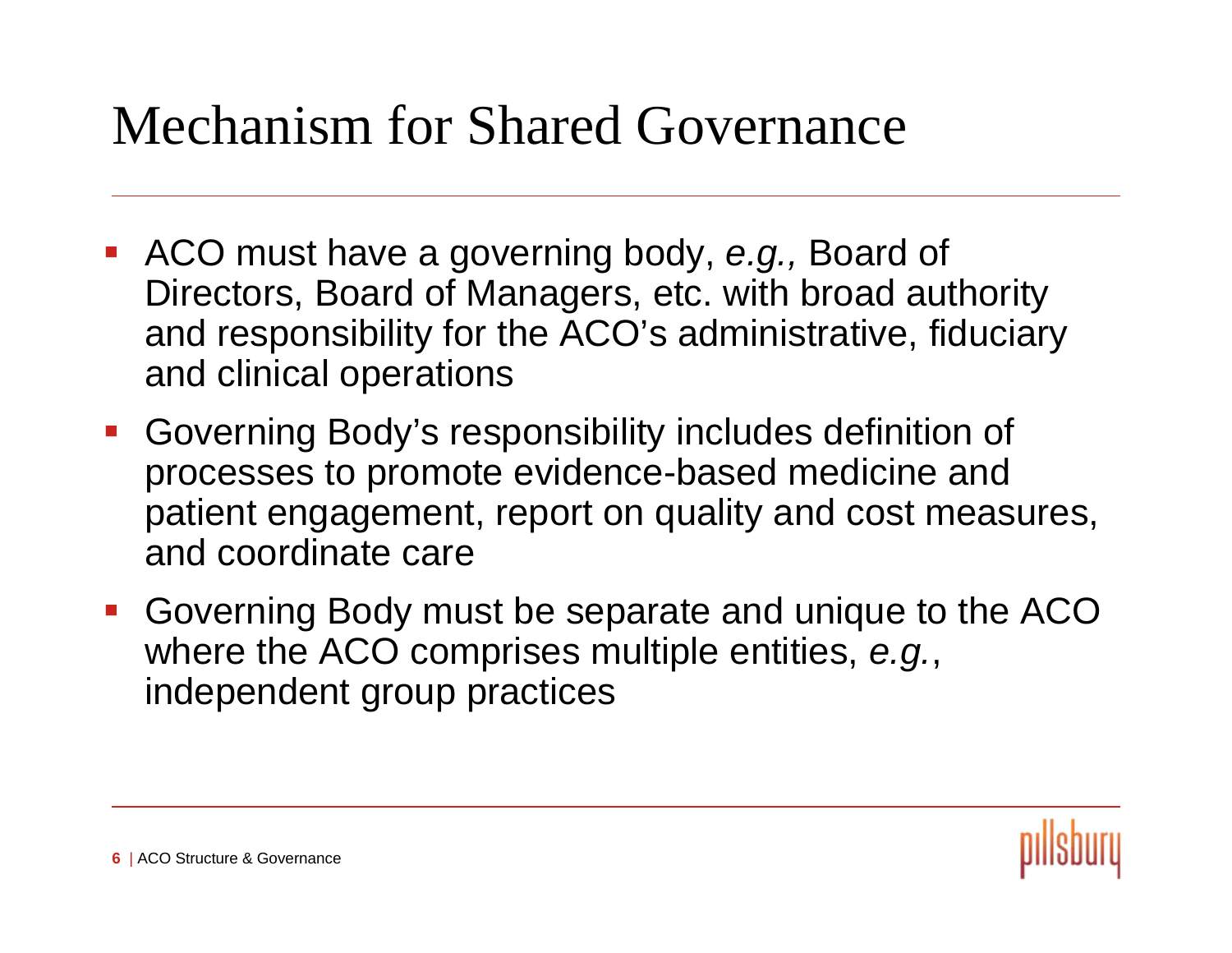# Mechanism for Shared Governance

- ACO must have a governing body, *e.g.,* Board of Directors, Board of Managers, etc. with broad authority and responsibility for the ACO's administrative, fiduciary and clinical operations
- Governing Body's responsibility includes definition of processes to promote evidence-based medicine and patient engagement, report on quality and cost measures, and coordinate care
- Governing Body must be separate and unique to the ACO where the ACO comprises multiple entities, *e.g.*, independent group practices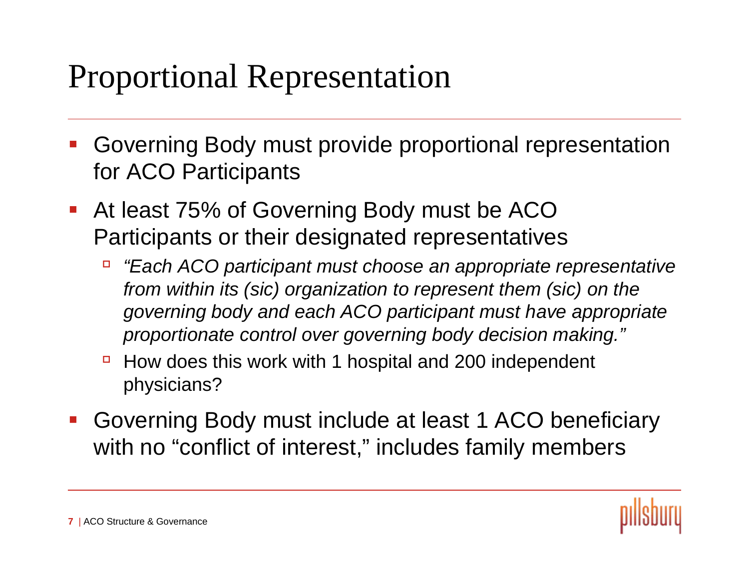# Proportional Representation

- Governing Body must provide proportional representation for ACO Participants
- At least 75% of Governing Body must be ACO Participants or their designated representatives
  - *"Each ACO participant must choose an appropriate representative from within its (sic) organization to represent them (sic) on the governing body and each ACO participant must have appropriate proportionate control over governing body decision making."*
  - How does this work with 1 hospital and 200 independent physicians?
- Governing Body must include at least 1 ACO beneficiary with no "conflict of interest," includes family members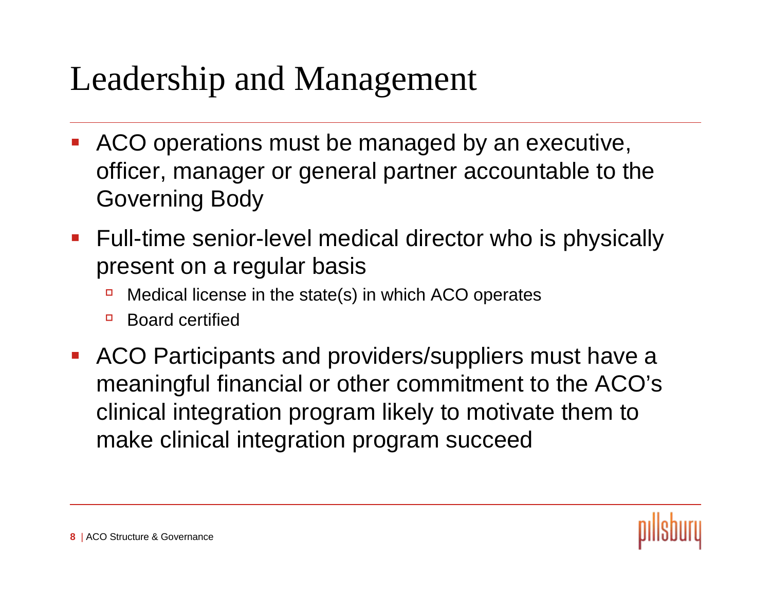# Leadership and Management

- ACO operations must be managed by an executive, officer, manager or general partner accountable to the Governing Body
- Full-time senior-level medical director who is physically present on a regular basis
  - Medical license in the state(s) in which ACO operates
  - Board certified
- ACO Participants and providers/suppliers must have a meaningful financial or other commitment to the ACO's clinical integration program likely to motivate them to make clinical integration program succeed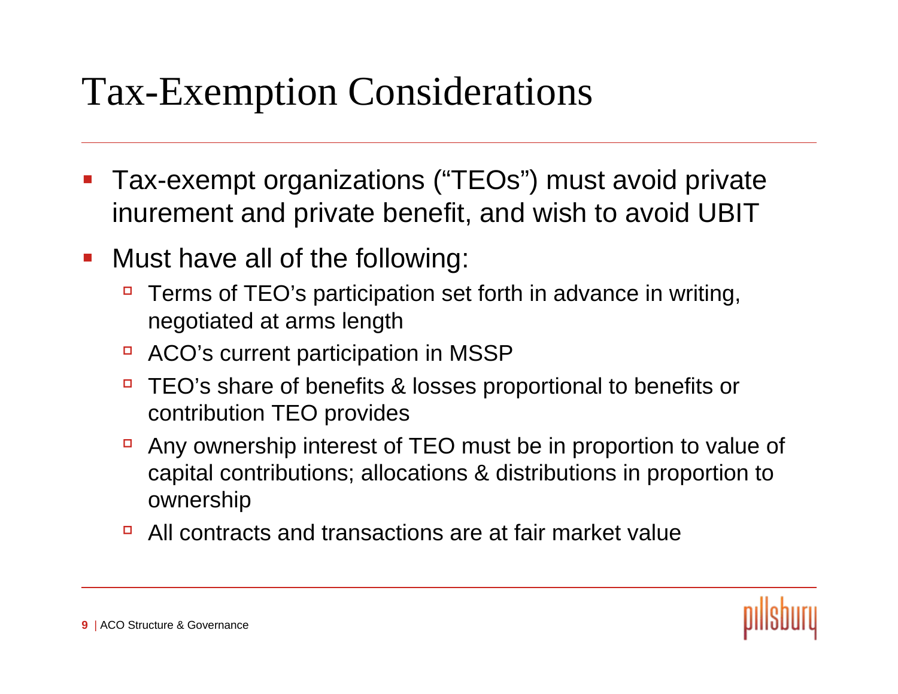# Tax-Exemption Considerations

- Tax-exempt organizations ("TEOs") must avoid private inurement and private benefit, and wish to avoid UBIT
- Must have all of the following:
  - Terms of TEO's participation set forth in advance in writing, negotiated at arms length
  - ACO's current participation in MSSP
  - TEO's share of benefits & losses proportional to benefits or contribution TEO provides
  - Any ownership interest of TEO must be in proportion to value of capital contributions; allocations & distributions in proportion to ownership
  - All contracts and transactions are at fair market value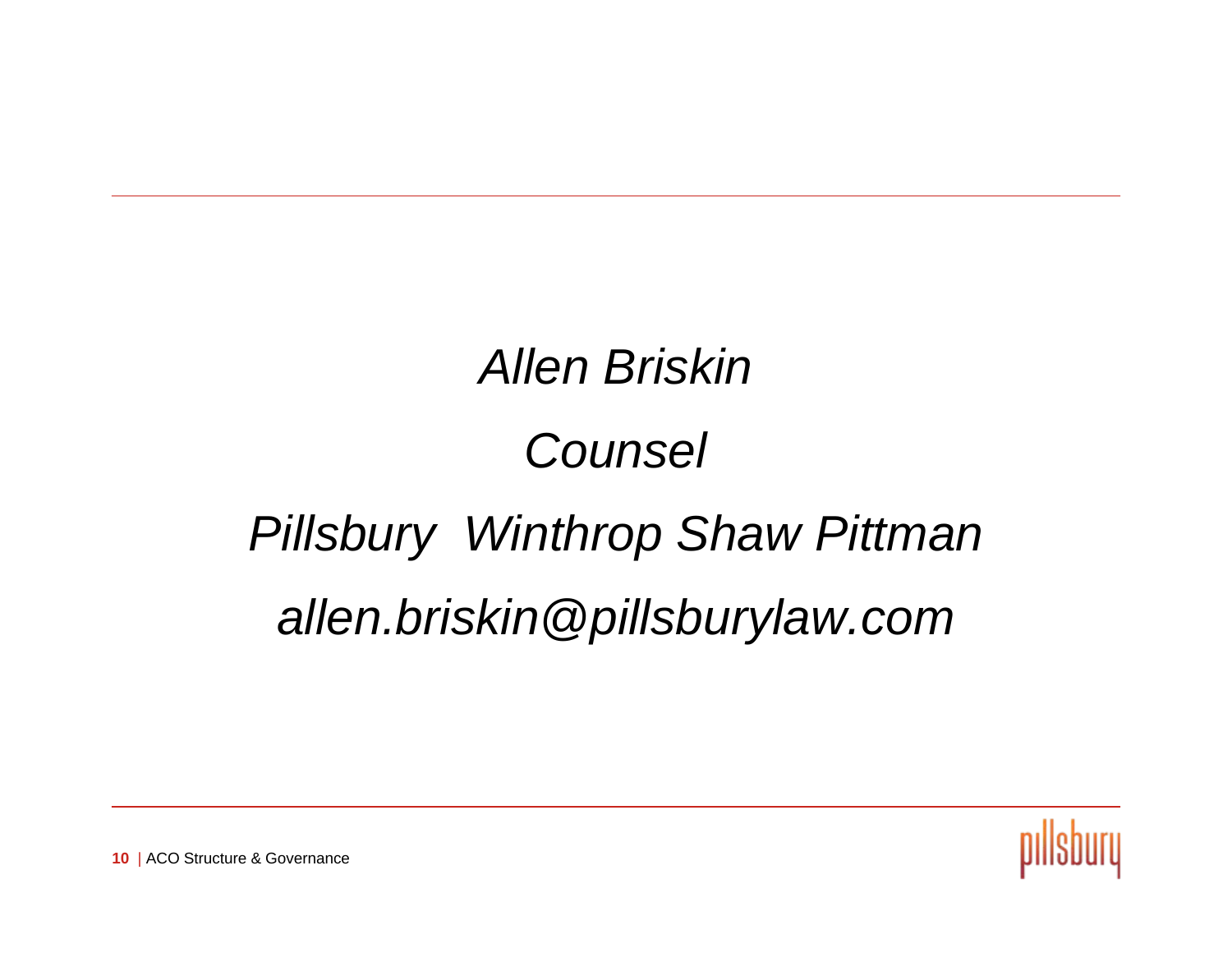*Allen Briskin*

*Counsel*

*Pillsbury  Winthrop Shaw Pittman*

*allen.briskin@pillsburylaw.com*